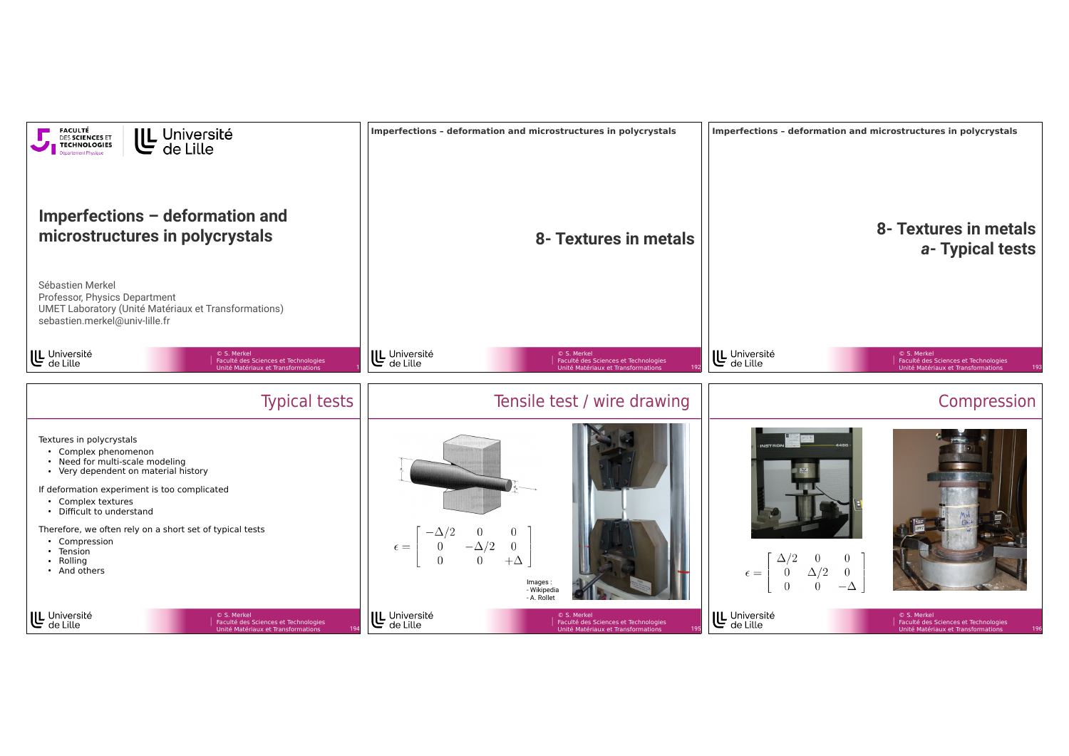# Imperfections – deformation and microstructures in polycrystals

Sébastien Merkel
Professor, Physics Department
UMET Laboratory (Unité Matériaux et Transformations)
sebastien.merkel@univ-lille.fr

---

## 8- Textures in metals

---

## 8- Textures in metals
### *a*- Typical tests

---

## Typical tests

Textures in polycrystals

- Complex phenomenon
- Need for multi-scale modeling
- Very dependent on material history

If deformation experiment is too complicated

- Complex textures
- Difficult to understand

Therefore, we often rely on a short set of typical tests

- Compression
- Tension
- Rolling
- And others

---

## Tensile test / wire drawing

$$\epsilon = \begin{bmatrix} -\Delta/2 & 0 & 0 \\ 0 & -\Delta/2 & 0 \\ 0 & 0 & +\Delta \end{bmatrix}$$

Images :
- Wikipedia
- A. Rollet

---

## Compression

$$\epsilon = \begin{bmatrix} \Delta/2 & 0 & 0 \\ 0 & \Delta/2 & 0 \\ 0 & 0 & -\Delta \end{bmatrix}$$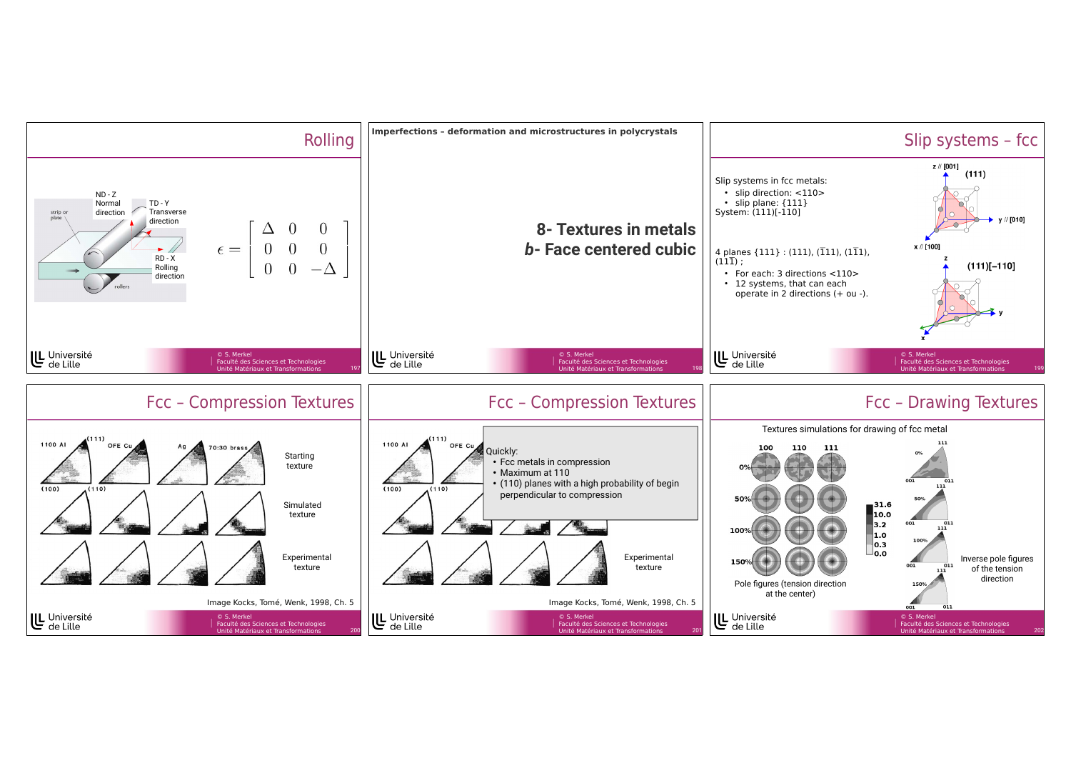## Rolling

ND - Z Normal direction

TD - Y Transverse direction

RD - X Rolling direction

strip or plate

rollers

$$\epsilon = \begin{bmatrix} \Delta & 0 & 0 \\ 0 & 0 & 0 \\ 0 & 0 & -\Delta \end{bmatrix}$$

---

Imperfections – deformation and microstructures in polycrystals

## 8- Textures in metals
## *b*- Face centered cubic

---

## Slip systems – fcc

Slip systems in fcc metals:

- slip direction: <110>
- slip plane: {111}

System: (111)[-110]

4 planes {111} : (111), ($\bar{1}$11), (1$\bar{1}$1), (11$\bar{1}$) ;

- For each: 3 directions <110>
- 12 systems, that can each operate in 2 directions (+ ou -).

z // [001]

y // [010]

x // [100]

(111)

(111)[–110]

---

## Fcc – Compression Textures

1100 Al, OFE Cu, Ag, 70:30 brass

(111), (100), (110)

Starting texture

Simulated texture

Experimental texture

Image Kocks, Tomé, Wenk, 1998, Ch. 5

---

## Fcc – Compression Textures

Quickly:

- Fcc metals in compression
- Maximum at 110
- (110) planes with a high probability of begin perpendicular to compression

Experimental texture

Image Kocks, Tomé, Wenk, 1998, Ch. 5

---

## Fcc – Drawing Textures

Textures simulations for drawing of fcc metal

100, 110, 111

0%, 50%, 100%, 150%

31.6, 10.0, 3.2, 1.0, 0.3, 0.0

Pole figures (tension direction at the center)

Inverse pole figures of the tension direction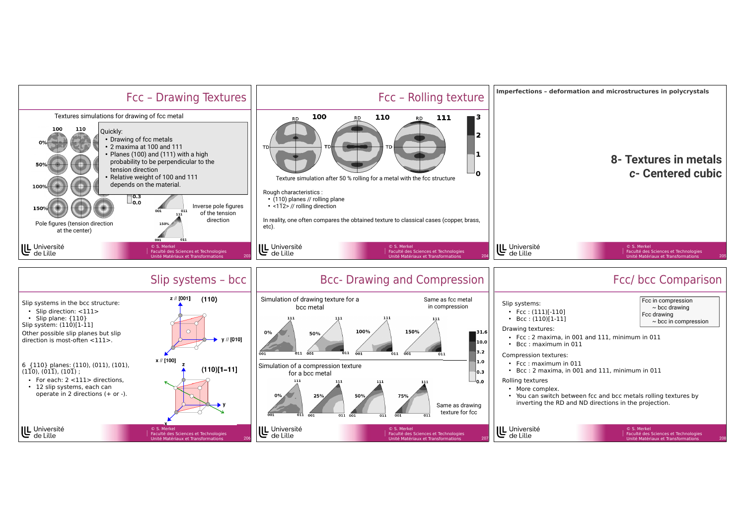## Fcc – Drawing Textures

Textures simulations for drawing of fcc metal

100 110

0%

50%

100%

150%

Quickly:

- Drawing of fcc metals
- 2 maxima at 100 and 111
- Planes (100) and (111) with a high probability to be perpendicular to the tension direction
- Relative weight of 100 and 111 depends on the material.

0.3
0.0

001 011 111

150%

001 011

Inverse pole figures of the tension direction

Pole figures (tension direction at the center)

## Fcc – Rolling texture

RD 100 RD 110 RD 111

TD TD TD

3
2
1
0

Texture simulation after 50 % rolling for a metal with the fcc structure

Rough characteristics :

- (110) planes // rolling plane
- <1$\bar{1}$2> // rolling direction

In reality, one often compares the obtained texture to classical cases (copper, brass, etc).

Imperfections – deformation and microstructures in polycrystals

# 8- Textures in metals
## *c*- Centered cubic

## Slip systems – bcc

Slip systems in the bcc structure:

- Slip direction: <111>
- Slip plane: {110}

Slip system: (110)[1-11]

Other possible slip planes but slip direction is most-often <111>.

6 {110} planes: (110), (011), (101), (1$\bar{1}$0), (01$\bar{1}$), (10$\bar{1}$) ;

- For each: 2 <111> directions,
- 12 slip systems, each can operate in 2 directions (+ or -).

z // [001] (110)

y // [010]

x // [100]

z (110)[1−11]

y

x

## Bcc- Drawing and Compression

Simulation of drawing texture for a bcc metal

Same as fcc metal in compression

111 111 111 111

0% 50% 100% 150%

001 011 001 011 001 011 001 011

31.6
10.0
3.2
1.0
0.3
0.0

Simulation of a compression texture for a bcc metal

111 111 111 111

0% 25% 50% 75%

001 011 001 011 001 011 001 011

Same as drawing texture for fcc

## Fcc/ bcc Comparison

Fcc in compression
~ bcc drawing
Fcc drawing
~ bcc in compression

Slip systems:

- Fcc : (111)[-110]
- Bcc : (110)[1-11]

Drawing textures:

- Fcc : 2 maxima, in 001 and 111, minimum in 011
- Bcc : maximum in 011

Compression textures:

- Fcc : maximum in 011
- Bcc : 2 maxima, in 001 and 111, minimum in 011

Rolling textures

- More complex.
- You can switch between fcc and bcc metals rolling textures by inverting the RD and ND directions in the projection.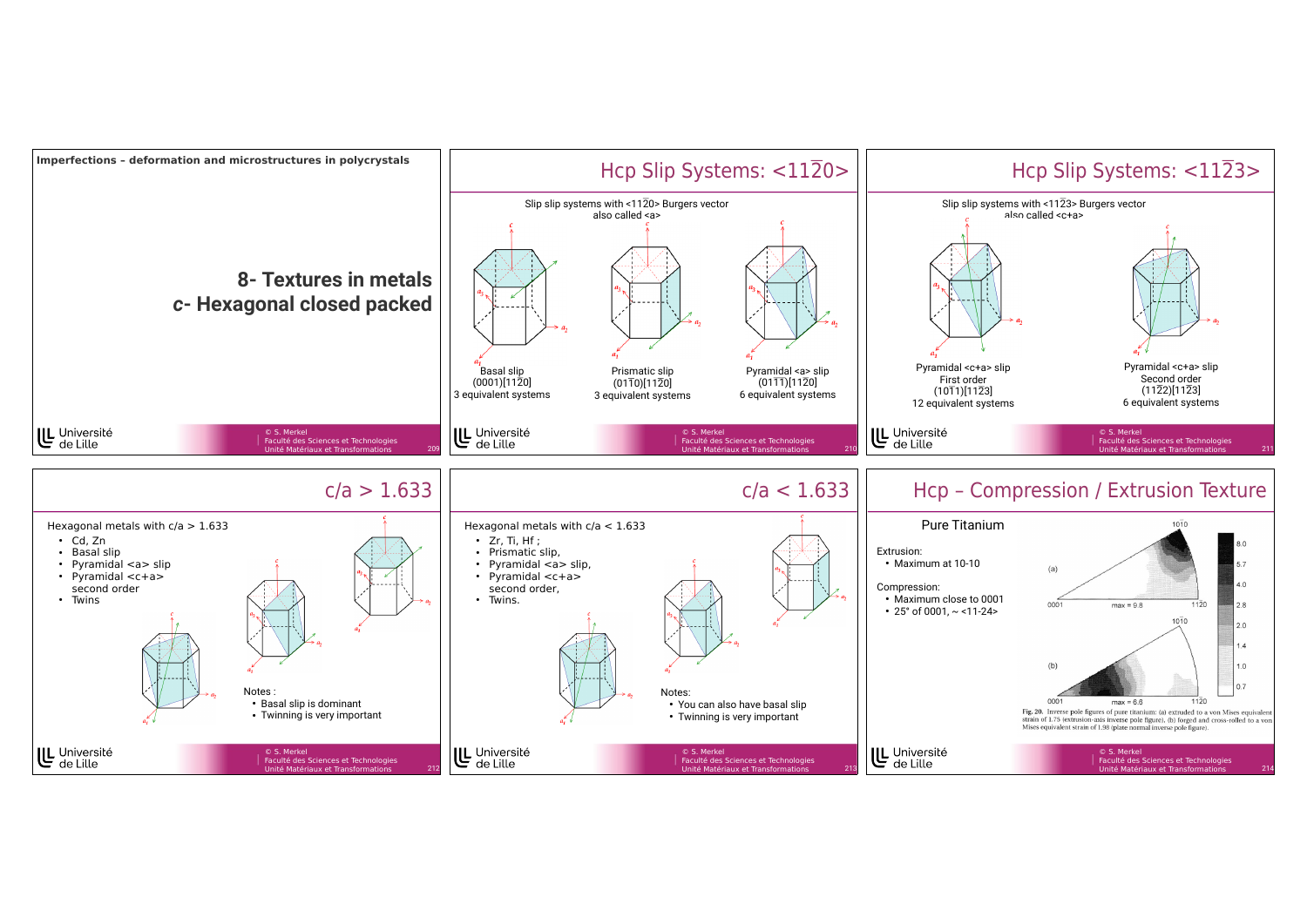**Imperfections – deformation and microstructures in polycrystals**

# 8- Textures in metals
# *c*- Hexagonal closed packed

## Hcp Slip Systems: <11$\bar{2}$0>

Slip slip systems with <11$\bar{2}$0> Burgers vector
also called <a>

Basal slip
(0001)[11$\bar{2}$0]
3 equivalent systems

Prismatic slip
(01$\bar{1}$0)[11$\bar{2}$0]
3 equivalent systems

Pyramidal <a> slip
(01$\bar{1}$1)[11$\bar{2}$0]
6 equivalent systems

## Hcp Slip Systems: <11$\bar{2}$3>

Slip slip systems with <11$\bar{2}$3> Burgers vector
also called <c+a>

Pyramidal <c+a> slip
First order
(10$\bar{1}$1)[11$\bar{2}$3]
12 equivalent systems

Pyramidal <c+a> slip
Second order
(11$\bar{2}$2)[11$\bar{2}$3]
6 equivalent systems

## c/a > 1.633

Hexagonal metals with c/a > 1.633

- Cd, Zn
- Basal slip
- Pyramidal <a> slip
- Pyramidal <c+a> second order
- Twins

Notes :

- Basal slip is dominant
- Twinning is very important

## c/a < 1.633

Hexagonal metals with c/a < 1.633

- Zr, Ti, Hf ;
- Prismatic slip,
- Pyramidal <a> slip,
- Pyramidal <c+a> second order,
- Twins.

Notes:

- You can also have basal slip
- Twinning is very important

## Hcp – Compression / Extrusion Texture

Pure Titanium

Extrusion:

- Maximum at 10-10

Compression:

- Maximum close to 0001
- 25° of 0001, ~ <11-24>

Fig. 20. Inverse pole figures of pure titanium: (a) extruded to a von Mises equivalent strain of 1.75 (extrusion-axis inverse pole figure), (b) forged and cross-rolled to a von Mises equivalent strain of 1.98 (plate normal inverse pole figure).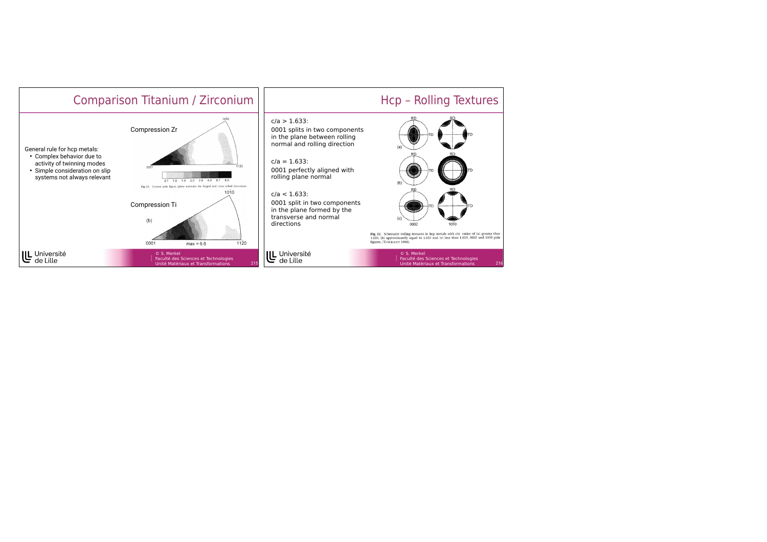## Comparison Titanium / Zirconium

General rule for hcp metals:

- Complex behavior due to activity of twinning modes
- Simple consideration on slip systems not always relevant

Compression Zr

1010

0001

1120

0.7 1.0 1.4 2.0 2.8 4.0 5.7 8.0

Fig. 21. Inverse pole figure (plane normals) for forged and cross-rolled zirconium.

Compression Ti

(b)

1010

0001

max = 6.6

1120

## Hcp – Rolling Textures

c/a > 1.633:

0001 splits in two components in the plane between rolling normal and rolling direction

c/a = 1.633:

0001 perfectly aligned with rolling plane normal

c/a < 1.633:

0001 split in two components in the plane formed by the transverse and normal directions

RD

TD

(a)

(b)

(c)

0002

1010

Fig. 22. Schematic rolling textures in hcp metals with c/a ratios of (a) greater than 1.633, (b) approximately equal to 1.633 and (c) less than 1.633. 0002 and 1010 pole figures. (TENCKHOFF 1988).